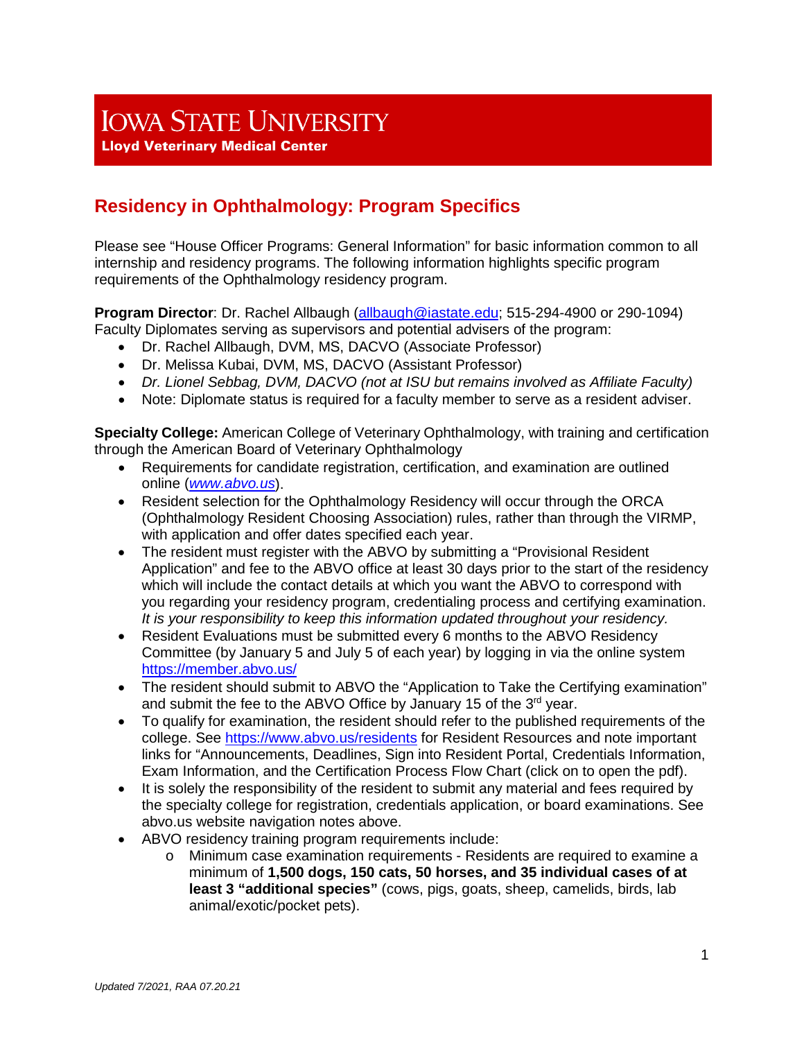# Iowa State University

**Lloyd Veterinary Medical Center**

## Residency in Ophthalmology: Program Specifics

Please see "House Officer Programs: General Information" for basic information common to all internship and residency programs. The following information highlights specific program requirements of the Ophthalmology residency program.

**Program Director**: Dr. Rachel Allbaugh (allbaugh@iastate.edu; 515-294-4900 or 290-1094)
Faculty Diplomates serving as supervisors and potential advisers of the program:

- Dr. Rachel Allbaugh, DVM, MS, DACVO (Associate Professor)
- Dr. Melissa Kubai, DVM, MS, DACVO (Assistant Professor)
- *Dr. Lionel Sebbag, DVM, DACVO (not at ISU but remains involved as Affiliate Faculty)*
- Note: Diplomate status is required for a faculty member to serve as a resident adviser.

**Specialty College:** American College of Veterinary Ophthalmology, with training and certification through the American Board of Veterinary Ophthalmology

- Requirements for candidate registration, certification, and examination are outlined online (*www.abvo.us*).
- Resident selection for the Ophthalmology Residency will occur through the ORCA (Ophthalmology Resident Choosing Association) rules, rather than through the VIRMP, with application and offer dates specified each year.
- The resident must register with the ABVO by submitting a "Provisional Resident Application" and fee to the ABVO office at least 30 days prior to the start of the residency which will include the contact details at which you want the ABVO to correspond with you regarding your residency program, credentialing process and certifying examination. *It is your responsibility to keep this information updated throughout your residency.*
- Resident Evaluations must be submitted every 6 months to the ABVO Residency Committee (by January 5 and July 5 of each year) by logging in via the online system https://member.abvo.us/
- The resident should submit to ABVO the "Application to Take the Certifying examination" and submit the fee to the ABVO Office by January 15 of the 3rd year.
- To qualify for examination, the resident should refer to the published requirements of the college. See https://www.abvo.us/residents for Resident Resources and note important links for "Announcements, Deadlines, Sign into Resident Portal, Credentials Information, Exam Information, and the Certification Process Flow Chart (click on to open the pdf).
- It is solely the responsibility of the resident to submit any material and fees required by the specialty college for registration, credentials application, or board examinations. See abvo.us website navigation notes above.
- ABVO residency training program requirements include:
    - Minimum case examination requirements - Residents are required to examine a minimum of **1,500 dogs, 150 cats, 50 horses, and 35 individual cases of at least 3 "additional species"** (cows, pigs, goats, sheep, camelids, birds, lab animal/exotic/pocket pets).

*Updated 7/2021, RAA 07.20.21*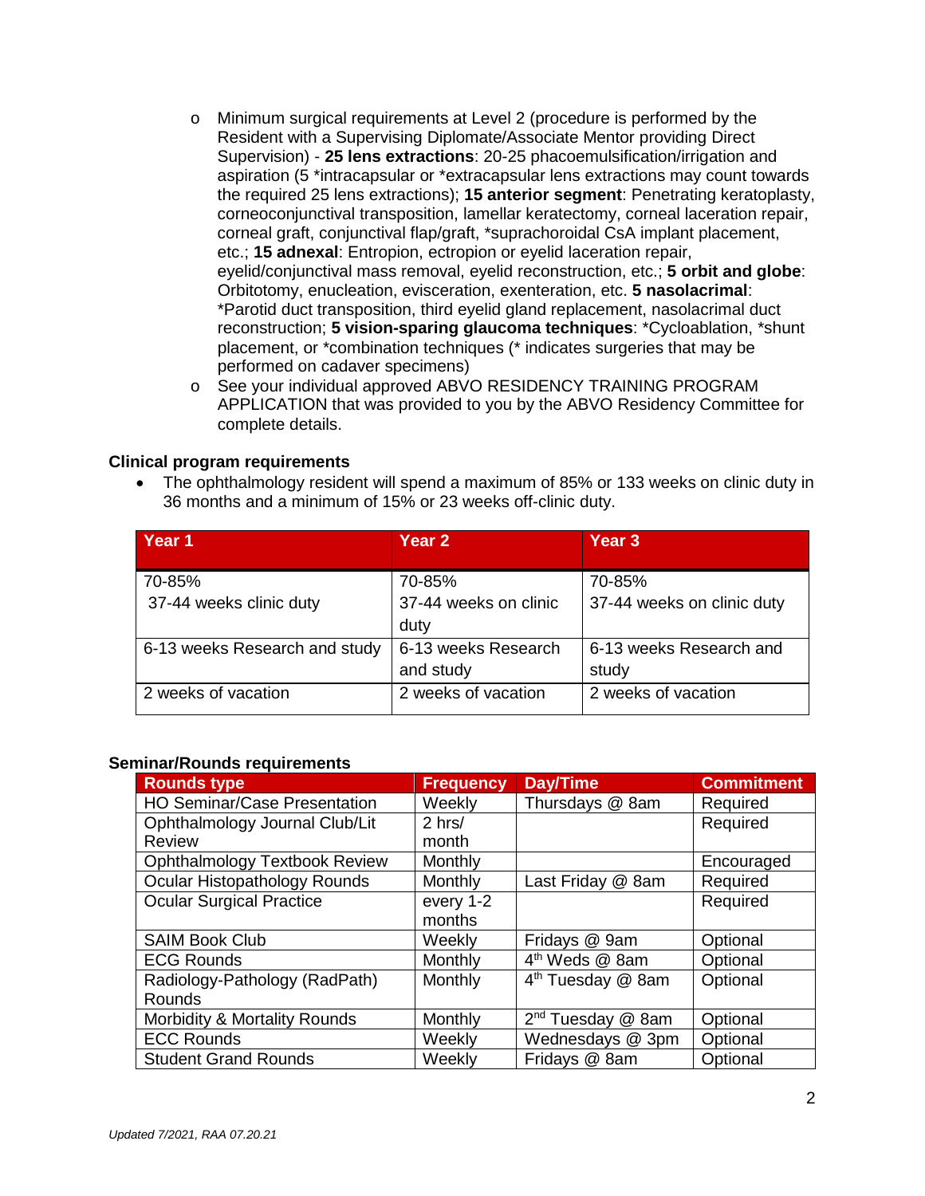- Minimum surgical requirements at Level 2 (procedure is performed by the Resident with a Supervising Diplomate/Associate Mentor providing Direct Supervision) - **25 lens extractions**: 20-25 phacoemulsification/irrigation and aspiration (5 *intracapsular or *extracapsular lens extractions may count towards the required 25 lens extractions); **15 anterior segment**: Penetrating keratoplasty, corneoconjunctival transposition, lamellar keratectomy, corneal laceration repair, corneal graft, conjunctival flap/graft, *suprachoroidal CsA implant placement, etc.; **15 adnexal**: Entropion, ectropion or eyelid laceration repair, eyelid/conjunctival mass removal, eyelid reconstruction, etc.; **5 orbit and globe**: Orbitotomy, enucleation, evisceration, exenteration, etc. **5 nasolacrimal**: *Parotid duct transposition, third eyelid gland replacement, nasolacrimal duct reconstruction; **5 vision-sparing glaucoma techniques**: *Cycloablation, *shunt placement, or *combination techniques (* indicates surgeries that may be performed on cadaver specimens)
- See your individual approved ABVO RESIDENCY TRAINING PROGRAM APPLICATION that was provided to you by the ABVO Residency Committee for complete details.

**Clinical program requirements**

- The ophthalmology resident will spend a maximum of 85% or 133 weeks on clinic duty in 36 months and a minimum of 15% or 23 weeks off-clinic duty.

| Year 1 | Year 2 | Year 3 |
|---|---|---|
| 70-85%<br>37-44 weeks clinic duty | 70-85%<br>37-44 weeks on clinic duty | 70-85%<br>37-44 weeks on clinic duty |
| 6-13 weeks Research and study | 6-13 weeks Research and study | 6-13 weeks Research and study |
| 2 weeks of vacation | 2 weeks of vacation | 2 weeks of vacation |

**Seminar/Rounds requirements**

| Rounds type | Frequency | Day/Time | Commitment |
|---|---|---|---|
| HO Seminar/Case Presentation | Weekly | Thursdays @ 8am | Required |
| Ophthalmology Journal Club/Lit Review | 2 hrs/ month | | Required |
| Ophthalmology Textbook Review | Monthly | | Encouraged |
| Ocular Histopathology Rounds | Monthly | Last Friday @ 8am | Required |
| Ocular Surgical Practice | every 1-2 months | | Required |
| SAIM Book Club | Weekly | Fridays @ 9am | Optional |
| ECG Rounds | Monthly | 4th Weds @ 8am | Optional |
| Radiology-Pathology (RadPath) Rounds | Monthly | 4th Tuesday @ 8am | Optional |
| Morbidity & Mortality Rounds | Monthly | 2nd Tuesday @ 8am | Optional |
| ECC Rounds | Weekly | Wednesdays @ 3pm | Optional |
| Student Grand Rounds | Weekly | Fridays @ 8am | Optional |

*Updated 7/2021, RAA 07.20.21*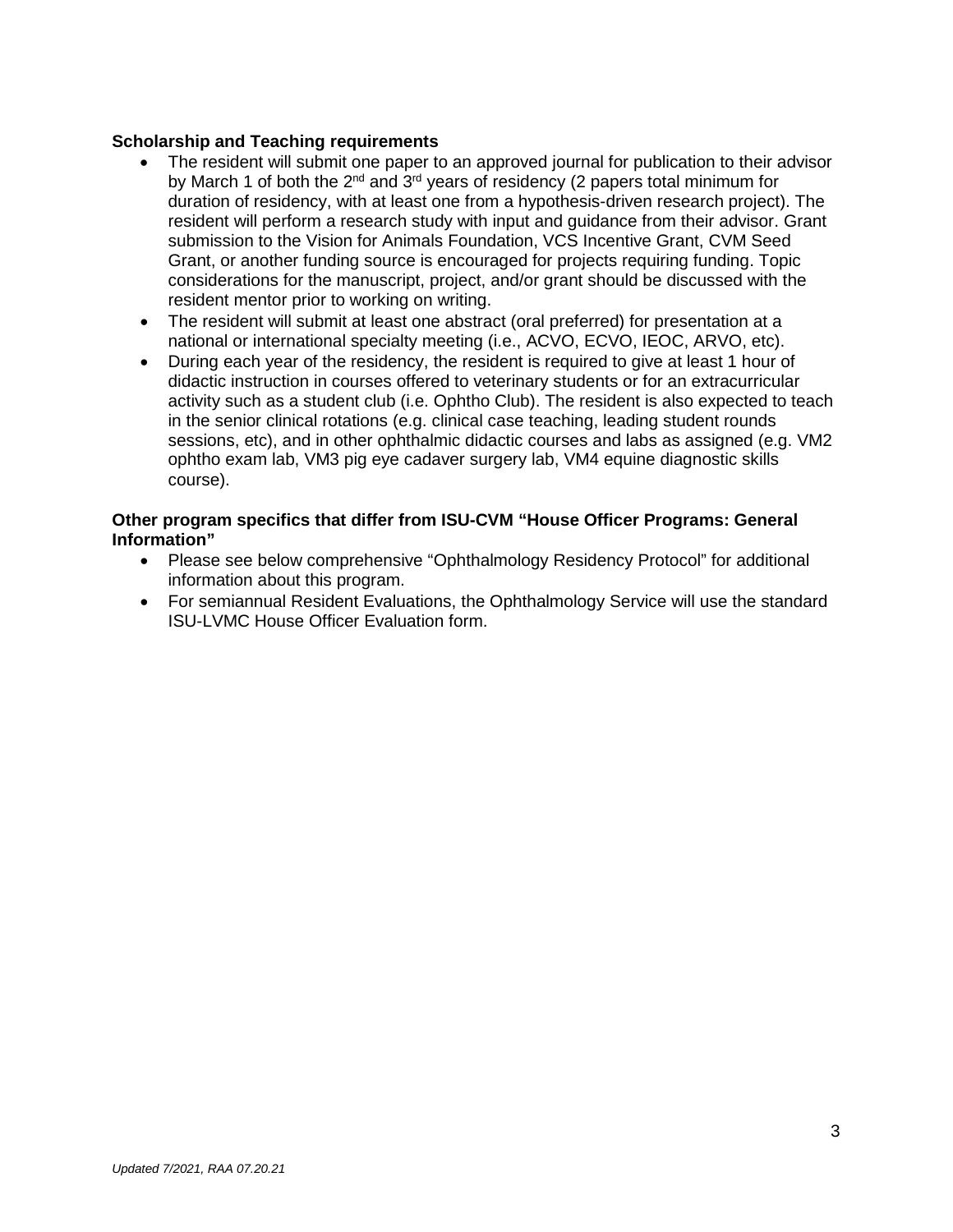**Scholarship and Teaching requirements**

- The resident will submit one paper to an approved journal for publication to their advisor by March 1 of both the 2nd and 3rd years of residency (2 papers total minimum for duration of residency, with at least one from a hypothesis-driven research project). The resident will perform a research study with input and guidance from their advisor. Grant submission to the Vision for Animals Foundation, VCS Incentive Grant, CVM Seed Grant, or another funding source is encouraged for projects requiring funding. Topic considerations for the manuscript, project, and/or grant should be discussed with the resident mentor prior to working on writing.
- The resident will submit at least one abstract (oral preferred) for presentation at a national or international specialty meeting (i.e., ACVO, ECVO, IEOC, ARVO, etc).
- During each year of the residency, the resident is required to give at least 1 hour of didactic instruction in courses offered to veterinary students or for an extracurricular activity such as a student club (i.e. Ophtho Club). The resident is also expected to teach in the senior clinical rotations (e.g. clinical case teaching, leading student rounds sessions, etc), and in other ophthalmic didactic courses and labs as assigned (e.g. VM2 ophtho exam lab, VM3 pig eye cadaver surgery lab, VM4 equine diagnostic skills course).

**Other program specifics that differ from ISU-CVM "House Officer Programs: General Information"**

- Please see below comprehensive "Ophthalmology Residency Protocol" for additional information about this program.
- For semiannual Resident Evaluations, the Ophthalmology Service will use the standard ISU-LVMC House Officer Evaluation form.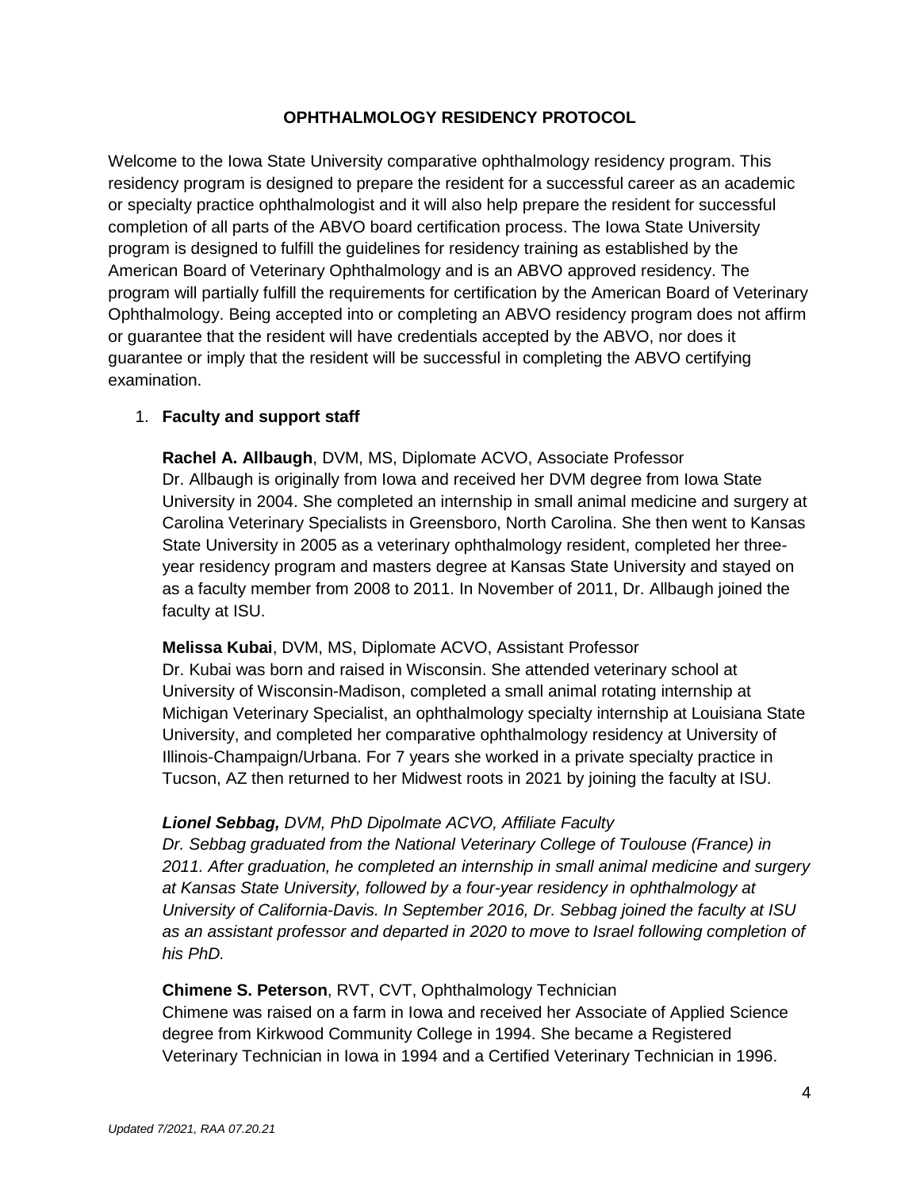**OPHTHALMOLOGY RESIDENCY PROTOCOL**

Welcome to the Iowa State University comparative ophthalmology residency program. This residency program is designed to prepare the resident for a successful career as an academic or specialty practice ophthalmologist and it will also help prepare the resident for successful completion of all parts of the ABVO board certification process. The Iowa State University program is designed to fulfill the guidelines for residency training as established by the American Board of Veterinary Ophthalmology and is an ABVO approved residency. The program will partially fulfill the requirements for certification by the American Board of Veterinary Ophthalmology. Being accepted into or completing an ABVO residency program does not affirm or guarantee that the resident will have credentials accepted by the ABVO, nor does it guarantee or imply that the resident will be successful in completing the ABVO certifying examination.

1. **Faculty and support staff**

   **Rachel A. Allbaugh**, DVM, MS, Diplomate ACVO, Associate Professor
   Dr. Allbaugh is originally from Iowa and received her DVM degree from Iowa State University in 2004. She completed an internship in small animal medicine and surgery at Carolina Veterinary Specialists in Greensboro, North Carolina. She then went to Kansas State University in 2005 as a veterinary ophthalmology resident, completed her three-year residency program and masters degree at Kansas State University and stayed on as a faculty member from 2008 to 2011. In November of 2011, Dr. Allbaugh joined the faculty at ISU.

   **Melissa Kubai**, DVM, MS, Diplomate ACVO, Assistant Professor
   Dr. Kubai was born and raised in Wisconsin. She attended veterinary school at University of Wisconsin-Madison, completed a small animal rotating internship at Michigan Veterinary Specialist, an ophthalmology specialty internship at Louisiana State University, and completed her comparative ophthalmology residency at University of Illinois-Champaign/Urbana. For 7 years she worked in a private specialty practice in Tucson, AZ then returned to her Midwest roots in 2021 by joining the faculty at ISU.

   ***Lionel Sebbag,*** *DVM, PhD Dipolmate ACVO, Affiliate Faculty*
   *Dr. Sebbag graduated from the National Veterinary College of Toulouse (France) in 2011. After graduation, he completed an internship in small animal medicine and surgery at Kansas State University, followed by a four-year residency in ophthalmology at University of California-Davis. In September 2016, Dr. Sebbag joined the faculty at ISU as an assistant professor and departed in 2020 to move to Israel following completion of his PhD.*

   **Chimene S. Peterson**, RVT, CVT, Ophthalmology Technician
   Chimene was raised on a farm in Iowa and received her Associate of Applied Science degree from Kirkwood Community College in 1994. She became a Registered Veterinary Technician in Iowa in 1994 and a Certified Veterinary Technician in 1996.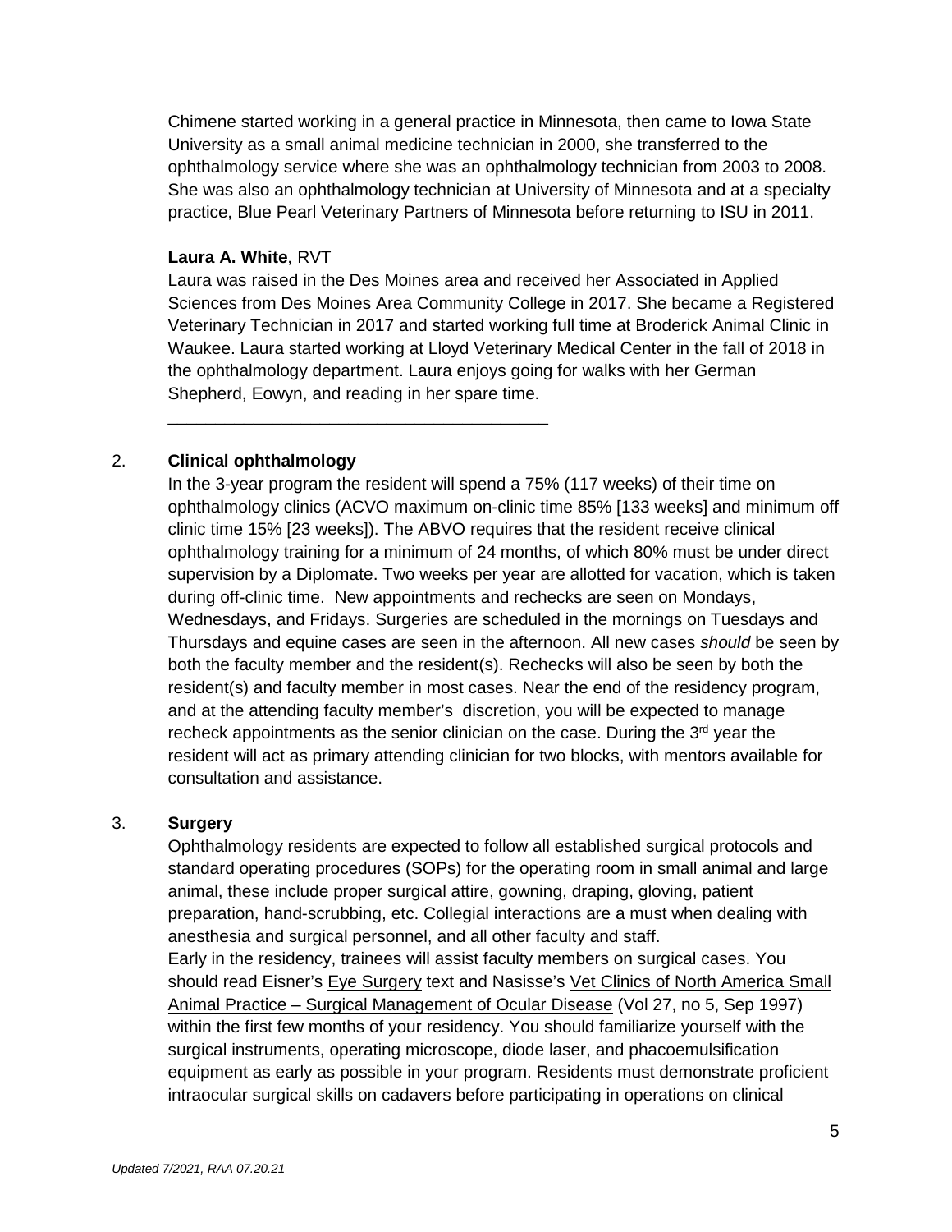Chimene started working in a general practice in Minnesota, then came to Iowa State University as a small animal medicine technician in 2000, she transferred to the ophthalmology service where she was an ophthalmology technician from 2003 to 2008. She was also an ophthalmology technician at University of Minnesota and at a specialty practice, Blue Pearl Veterinary Partners of Minnesota before returning to ISU in 2011.

**Laura A. White**, RVT
Laura was raised in the Des Moines area and received her Associated in Applied Sciences from Des Moines Area Community College in 2017. She became a Registered Veterinary Technician in 2017 and started working full time at Broderick Animal Clinic in Waukee. Laura started working at Lloyd Veterinary Medical Center in the fall of 2018 in the ophthalmology department. Laura enjoys going for walks with her German Shepherd, Eowyn, and reading in her spare time.

---

2. **Clinical ophthalmology**

In the 3-year program the resident will spend a 75% (117 weeks) of their time on ophthalmology clinics (ACVO maximum on-clinic time 85% [133 weeks] and minimum off clinic time 15% [23 weeks]). The ABVO requires that the resident receive clinical ophthalmology training for a minimum of 24 months, of which 80% must be under direct supervision by a Diplomate. Two weeks per year are allotted for vacation, which is taken during off-clinic time. New appointments and rechecks are seen on Mondays, Wednesdays, and Fridays. Surgeries are scheduled in the mornings on Tuesdays and Thursdays and equine cases are seen in the afternoon. All new cases *should* be seen by both the faculty member and the resident(s). Rechecks will also be seen by both the resident(s) and faculty member in most cases. Near the end of the residency program, and at the attending faculty member's discretion, you will be expected to manage recheck appointments as the senior clinician on the case. During the 3rd year the resident will act as primary attending clinician for two blocks, with mentors available for consultation and assistance.

3. **Surgery**

Ophthalmology residents are expected to follow all established surgical protocols and standard operating procedures (SOPs) for the operating room in small animal and large animal, these include proper surgical attire, gowning, draping, gloving, patient preparation, hand-scrubbing, etc. Collegial interactions are a must when dealing with anesthesia and surgical personnel, and all other faculty and staff.
Early in the residency, trainees will assist faculty members on surgical cases. You should read Eisner's Eye Surgery text and Nasisse's Vet Clinics of North America Small Animal Practice – Surgical Management of Ocular Disease (Vol 27, no 5, Sep 1997) within the first few months of your residency. You should familiarize yourself with the surgical instruments, operating microscope, diode laser, and phacoemulsification equipment as early as possible in your program. Residents must demonstrate proficient intraocular surgical skills on cadavers before participating in operations on clinical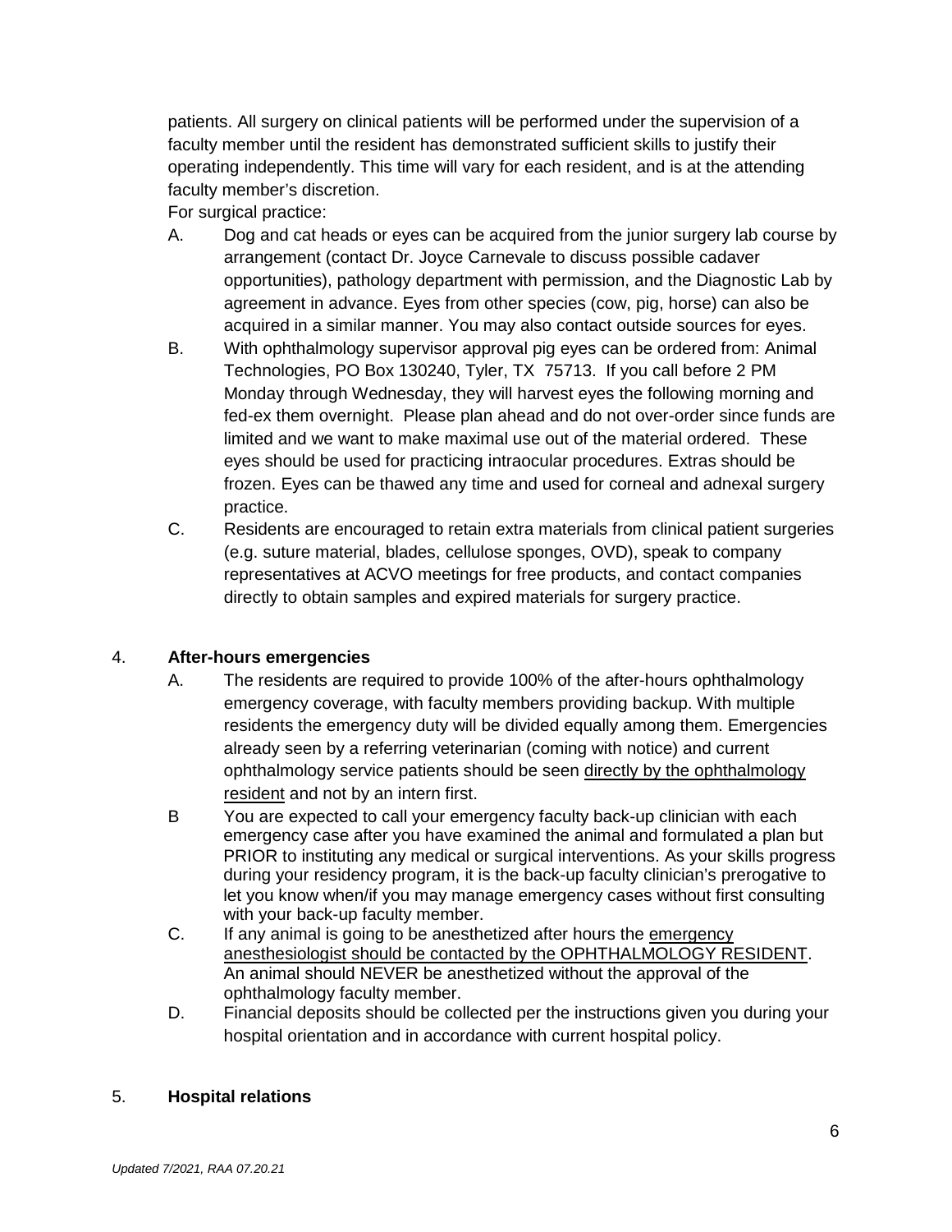patients. All surgery on clinical patients will be performed under the supervision of a faculty member until the resident has demonstrated sufficient skills to justify their operating independently. This time will vary for each resident, and is at the attending faculty member's discretion.

For surgical practice:

A. Dog and cat heads or eyes can be acquired from the junior surgery lab course by arrangement (contact Dr. Joyce Carnevale to discuss possible cadaver opportunities), pathology department with permission, and the Diagnostic Lab by agreement in advance. Eyes from other species (cow, pig, horse) can also be acquired in a similar manner. You may also contact outside sources for eyes.

B. With ophthalmology supervisor approval pig eyes can be ordered from: Animal Technologies, PO Box 130240, Tyler, TX 75713. If you call before 2 PM Monday through Wednesday, they will harvest eyes the following morning and fed-ex them overnight. Please plan ahead and do not over-order since funds are limited and we want to make maximal use out of the material ordered. These eyes should be used for practicing intraocular procedures. Extras should be frozen. Eyes can be thawed any time and used for corneal and adnexal surgery practice.

C. Residents are encouraged to retain extra materials from clinical patient surgeries (e.g. suture material, blades, cellulose sponges, OVD), speak to company representatives at ACVO meetings for free products, and contact companies directly to obtain samples and expired materials for surgery practice.

4. **After-hours emergencies**

A. The residents are required to provide 100% of the after-hours ophthalmology emergency coverage, with faculty members providing backup. With multiple residents the emergency duty will be divided equally among them. Emergencies already seen by a referring veterinarian (coming with notice) and current ophthalmology service patients should be seen directly by the ophthalmology resident and not by an intern first.

B You are expected to call your emergency faculty back-up clinician with each emergency case after you have examined the animal and formulated a plan but PRIOR to instituting any medical or surgical interventions. As your skills progress during your residency program, it is the back-up faculty clinician's prerogative to let you know when/if you may manage emergency cases without first consulting with your back-up faculty member.

C. If any animal is going to be anesthetized after hours the emergency anesthesiologist should be contacted by the OPHTHALMOLOGY RESIDENT. An animal should NEVER be anesthetized without the approval of the ophthalmology faculty member.

D. Financial deposits should be collected per the instructions given you during your hospital orientation and in accordance with current hospital policy.

5. **Hospital relations**

*Updated 7/2021, RAA 07.20.21*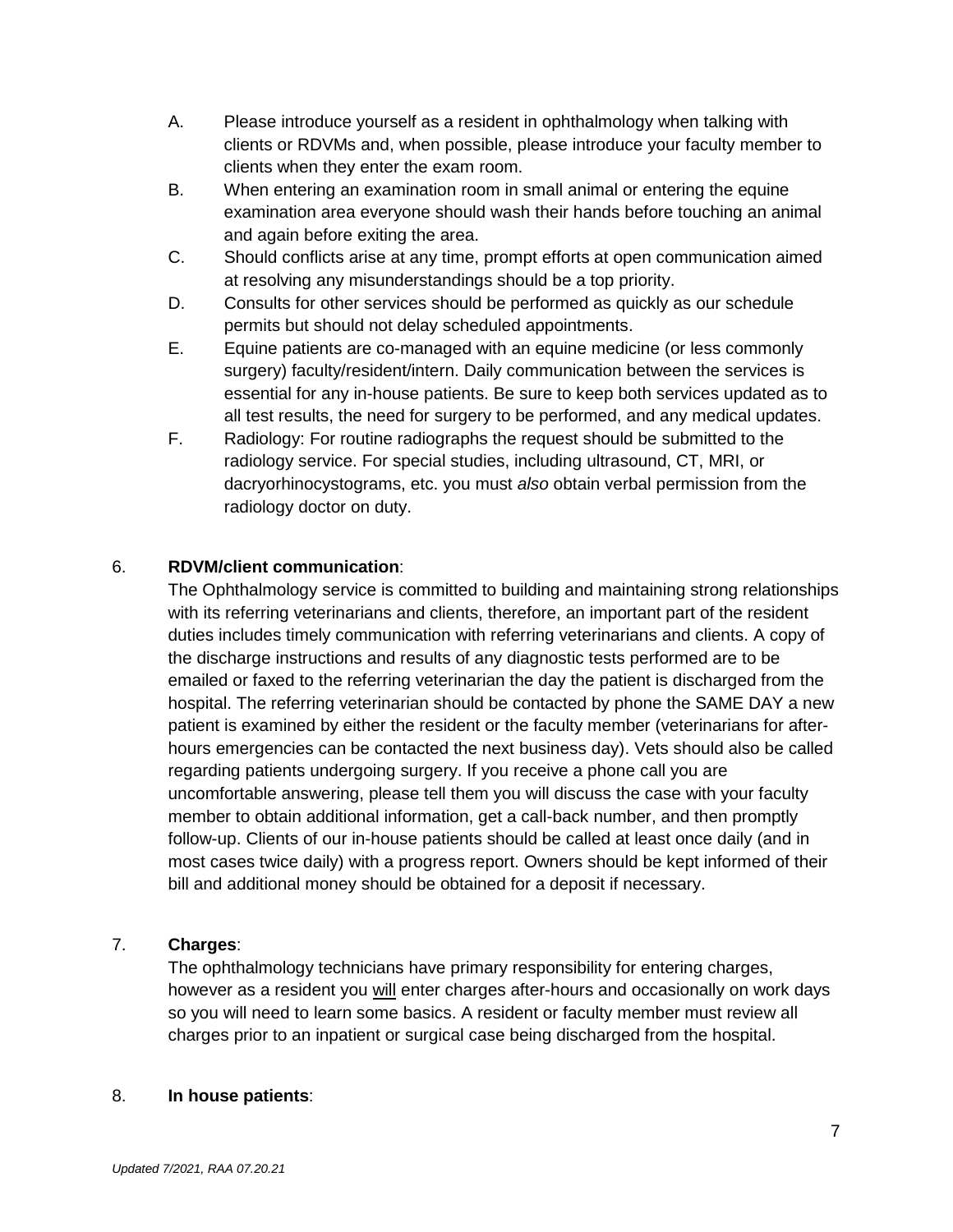A. Please introduce yourself as a resident in ophthalmology when talking with clients or RDVMs and, when possible, please introduce your faculty member to clients when they enter the exam room.

B. When entering an examination room in small animal or entering the equine examination area everyone should wash their hands before touching an animal and again before exiting the area.

C. Should conflicts arise at any time, prompt efforts at open communication aimed at resolving any misunderstandings should be a top priority.

D. Consults for other services should be performed as quickly as our schedule permits but should not delay scheduled appointments.

E. Equine patients are co-managed with an equine medicine (or less commonly surgery) faculty/resident/intern. Daily communication between the services is essential for any in-house patients. Be sure to keep both services updated as to all test results, the need for surgery to be performed, and any medical updates.

F. Radiology: For routine radiographs the request should be submitted to the radiology service. For special studies, including ultrasound, CT, MRI, or dacryorhinocystograms, etc. you must *also* obtain verbal permission from the radiology doctor on duty.

6. **RDVM/client communication**:

The Ophthalmology service is committed to building and maintaining strong relationships with its referring veterinarians and clients, therefore, an important part of the resident duties includes timely communication with referring veterinarians and clients. A copy of the discharge instructions and results of any diagnostic tests performed are to be emailed or faxed to the referring veterinarian the day the patient is discharged from the hospital. The referring veterinarian should be contacted by phone the SAME DAY a new patient is examined by either the resident or the faculty member (veterinarians for after-hours emergencies can be contacted the next business day). Vets should also be called regarding patients undergoing surgery. If you receive a phone call you are uncomfortable answering, please tell them you will discuss the case with your faculty member to obtain additional information, get a call-back number, and then promptly follow-up. Clients of our in-house patients should be called at least once daily (and in most cases twice daily) with a progress report. Owners should be kept informed of their bill and additional money should be obtained for a deposit if necessary.

7. **Charges**:

The ophthalmology technicians have primary responsibility for entering charges, however as a resident you will enter charges after-hours and occasionally on work days so you will need to learn some basics. A resident or faculty member must review all charges prior to an inpatient or surgical case being discharged from the hospital.

8. **In house patients**: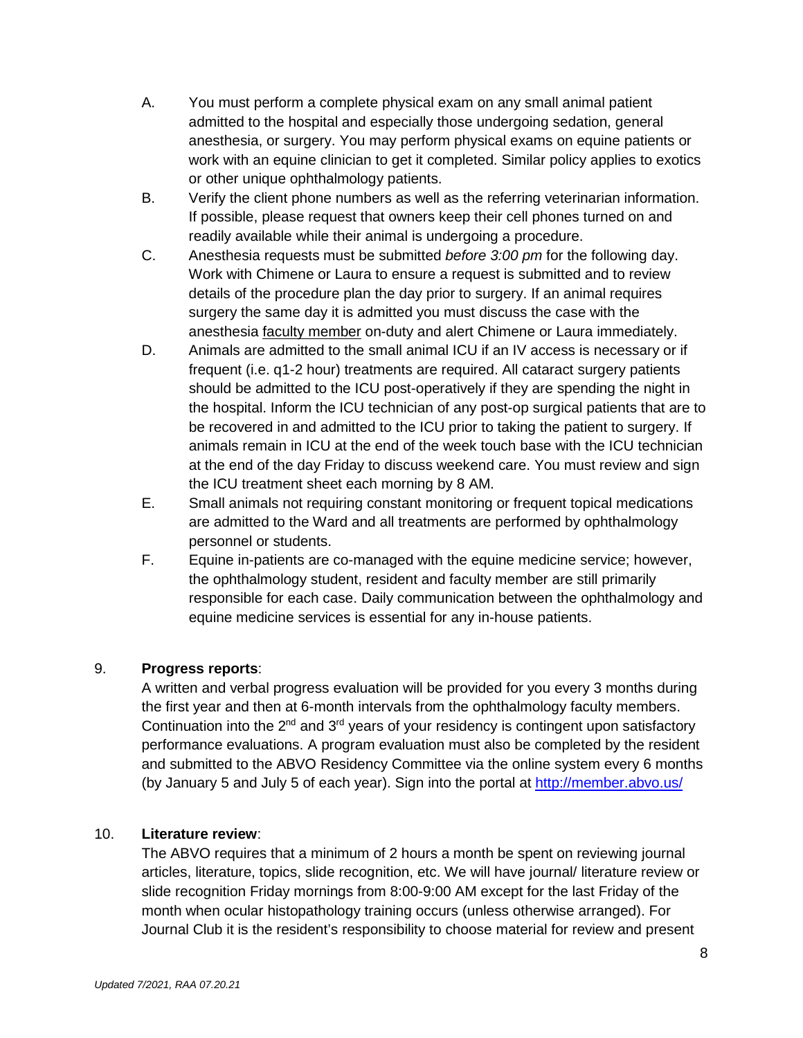A. You must perform a complete physical exam on any small animal patient admitted to the hospital and especially those undergoing sedation, general anesthesia, or surgery. You may perform physical exams on equine patients or work with an equine clinician to get it completed. Similar policy applies to exotics or other unique ophthalmology patients.

B. Verify the client phone numbers as well as the referring veterinarian information. If possible, please request that owners keep their cell phones turned on and readily available while their animal is undergoing a procedure.

C. Anesthesia requests must be submitted *before 3:00 pm* for the following day. Work with Chimene or Laura to ensure a request is submitted and to review details of the procedure plan the day prior to surgery. If an animal requires surgery the same day it is admitted you must discuss the case with the anesthesia faculty member on-duty and alert Chimene or Laura immediately.

D. Animals are admitted to the small animal ICU if an IV access is necessary or if frequent (i.e. q1-2 hour) treatments are required. All cataract surgery patients should be admitted to the ICU post-operatively if they are spending the night in the hospital. Inform the ICU technician of any post-op surgical patients that are to be recovered in and admitted to the ICU prior to taking the patient to surgery. If animals remain in ICU at the end of the week touch base with the ICU technician at the end of the day Friday to discuss weekend care. You must review and sign the ICU treatment sheet each morning by 8 AM.

E. Small animals not requiring constant monitoring or frequent topical medications are admitted to the Ward and all treatments are performed by ophthalmology personnel or students.

F. Equine in-patients are co-managed with the equine medicine service; however, the ophthalmology student, resident and faculty member are still primarily responsible for each case. Daily communication between the ophthalmology and equine medicine services is essential for any in-house patients.

9. **Progress reports**:
A written and verbal progress evaluation will be provided for you every 3 months during the first year and then at 6-month intervals from the ophthalmology faculty members. Continuation into the 2nd and 3rd years of your residency is contingent upon satisfactory performance evaluations. A program evaluation must also be completed by the resident and submitted to the ABVO Residency Committee via the online system every 6 months (by January 5 and July 5 of each year). Sign into the portal at [http://member.abvo.us/](http://member.abvo.us/)

10. **Literature review**:
The ABVO requires that a minimum of 2 hours a month be spent on reviewing journal articles, literature, topics, slide recognition, etc. We will have journal/ literature review or slide recognition Friday mornings from 8:00-9:00 AM except for the last Friday of the month when ocular histopathology training occurs (unless otherwise arranged). For Journal Club it is the resident's responsibility to choose material for review and present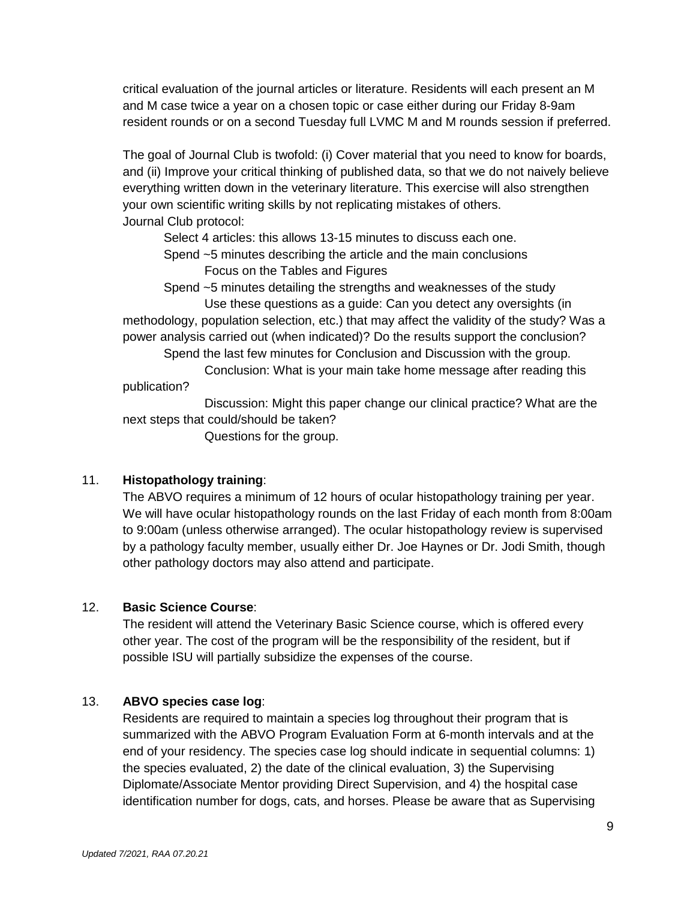critical evaluation of the journal articles or literature. Residents will each present an M and M case twice a year on a chosen topic or case either during our Friday 8-9am resident rounds or on a second Tuesday full LVMC M and M rounds session if preferred.

The goal of Journal Club is twofold: (i) Cover material that you need to know for boards, and (ii) Improve your critical thinking of published data, so that we do not naively believe everything written down in the veterinary literature. This exercise will also strengthen your own scientific writing skills by not replicating mistakes of others.

Journal Club protocol:

- Select 4 articles: this allows 13-15 minutes to discuss each one.
- Spend ~5 minutes describing the article and the main conclusions
  - Focus on the Tables and Figures
- Spend ~5 minutes detailing the strengths and weaknesses of the study
  - Use these questions as a guide: Can you detect any oversights (in methodology, population selection, etc.) that may affect the validity of the study? Was a power analysis carried out (when indicated)? Do the results support the conclusion?
- Spend the last few minutes for Conclusion and Discussion with the group.
  - Conclusion: What is your main take home message after reading this publication?
  - Discussion: Might this paper change our clinical practice? What are the next steps that could/should be taken?
  - Questions for the group.

11. **Histopathology training**:
    The ABVO requires a minimum of 12 hours of ocular histopathology training per year. We will have ocular histopathology rounds on the last Friday of each month from 8:00am to 9:00am (unless otherwise arranged). The ocular histopathology review is supervised by a pathology faculty member, usually either Dr. Joe Haynes or Dr. Jodi Smith, though other pathology doctors may also attend and participate.

12. **Basic Science Course**:
    The resident will attend the Veterinary Basic Science course, which is offered every other year. The cost of the program will be the responsibility of the resident, but if possible ISU will partially subsidize the expenses of the course.

13. **ABVO species case log**:
    Residents are required to maintain a species log throughout their program that is summarized with the ABVO Program Evaluation Form at 6-month intervals and at the end of your residency. The species case log should indicate in sequential columns: 1) the species evaluated, 2) the date of the clinical evaluation, 3) the Supervising Diplomate/Associate Mentor providing Direct Supervision, and 4) the hospital case identification number for dogs, cats, and horses. Please be aware that as Supervising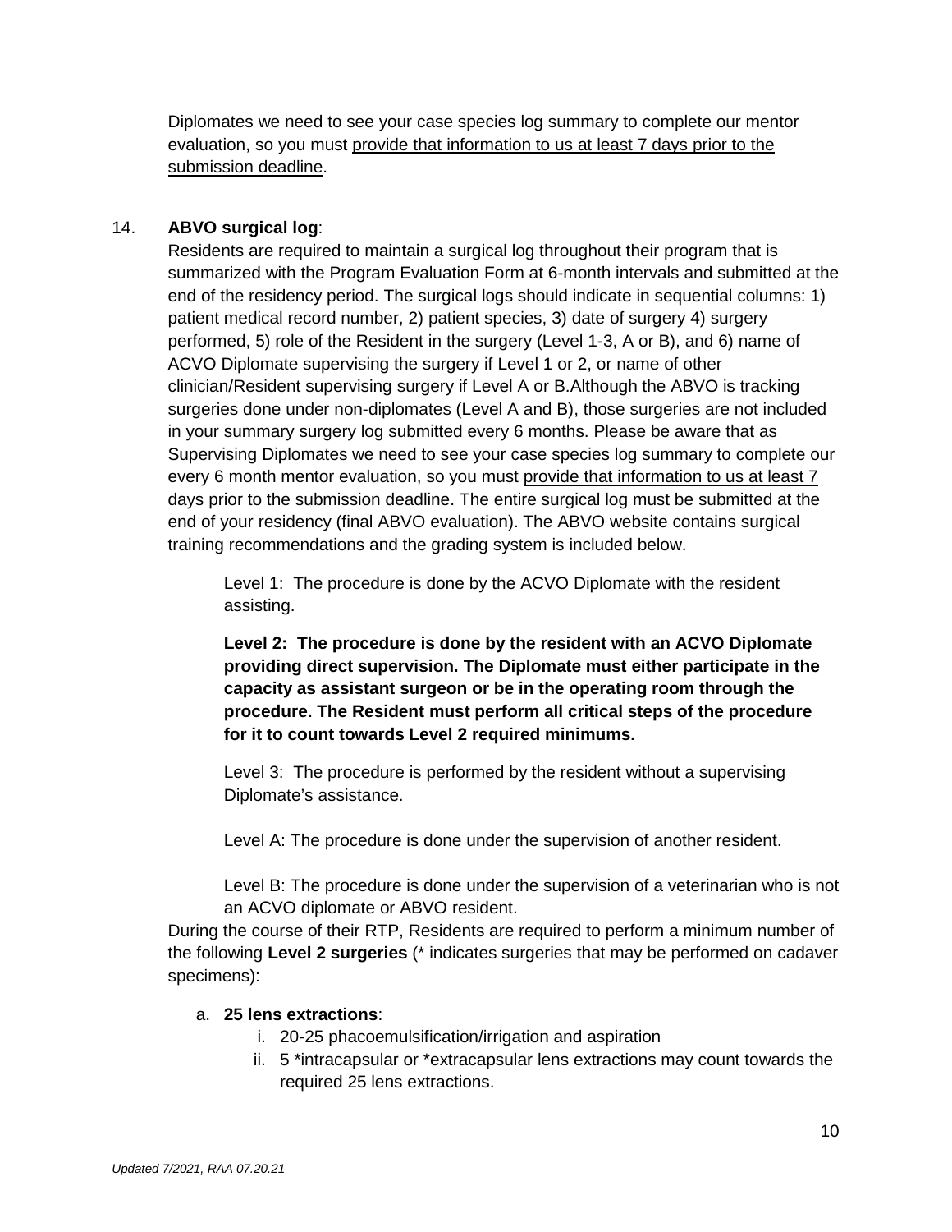Diplomates we need to see your case species log summary to complete our mentor evaluation, so you must <u>provide that information to us at least 7 days prior to the submission deadline</u>.

14. **ABVO surgical log**:
    Residents are required to maintain a surgical log throughout their program that is summarized with the Program Evaluation Form at 6-month intervals and submitted at the end of the residency period. The surgical logs should indicate in sequential columns: 1) patient medical record number, 2) patient species, 3) date of surgery 4) surgery performed, 5) role of the Resident in the surgery (Level 1-3, A or B), and 6) name of ACVO Diplomate supervising the surgery if Level 1 or 2, or name of other clinician/Resident supervising surgery if Level A or B.Although the ABVO is tracking surgeries done under non-diplomates (Level A and B), those surgeries are not included in your summary surgery log submitted every 6 months. Please be aware that as Supervising Diplomates we need to see your case species log summary to complete our every 6 month mentor evaluation, so you must <u>provide that information to us at least 7 days prior to the submission deadline</u>. The entire surgical log must be submitted at the end of your residency (final ABVO evaluation). The ABVO website contains surgical training recommendations and the grading system is included below.

    Level 1: The procedure is done by the ACVO Diplomate with the resident assisting.

    **Level 2: The procedure is done by the resident with an ACVO Diplomate providing direct supervision. The Diplomate must either participate in the capacity as assistant surgeon or be in the operating room through the procedure. The Resident must perform all critical steps of the procedure for it to count towards Level 2 required minimums.**

    Level 3: The procedure is performed by the resident without a supervising Diplomate's assistance.

    Level A: The procedure is done under the supervision of another resident.

    Level B: The procedure is done under the supervision of a veterinarian who is not an ACVO diplomate or ABVO resident.

    During the course of their RTP, Residents are required to perform a minimum number of the following **Level 2 surgeries** (* indicates surgeries that may be performed on cadaver specimens):

    a. **25 lens extractions**:
        i. 20-25 phacoemulsification/irrigation and aspiration
        ii. 5 *intracapsular or *extracapsular lens extractions may count towards the required 25 lens extractions.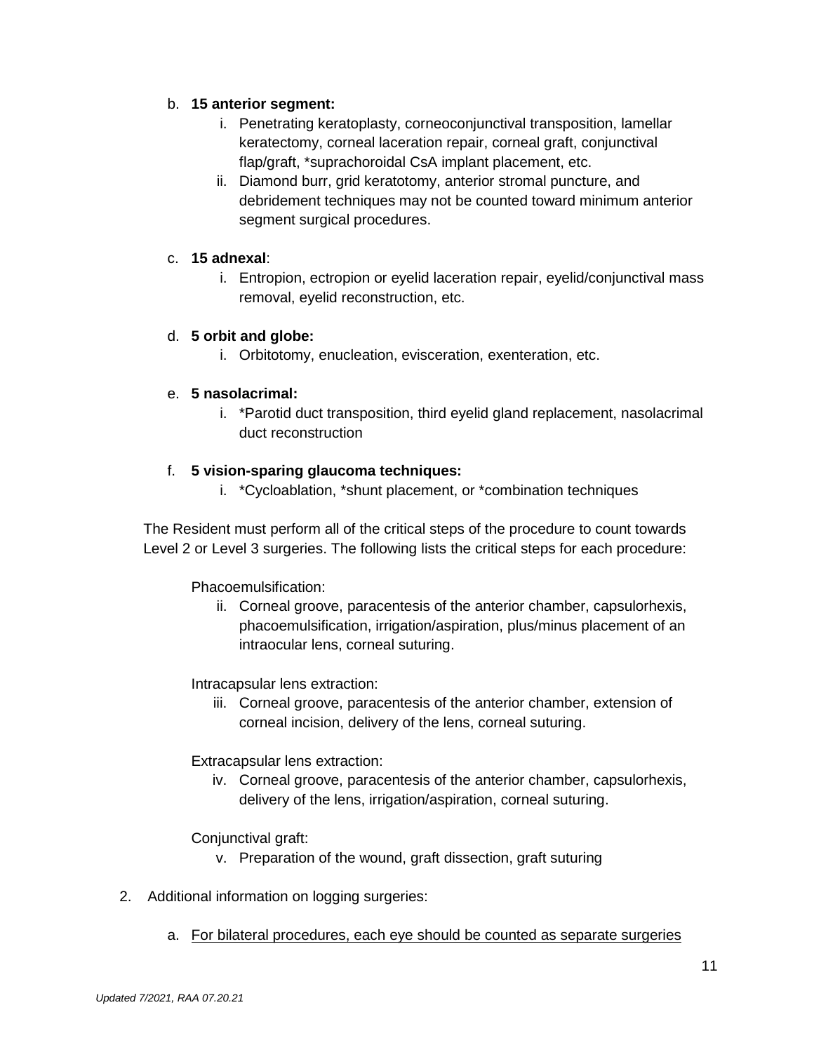b. **15 anterior segment:**
   i. Penetrating keratoplasty, corneoconjunctival transposition, lamellar keratectomy, corneal laceration repair, corneal graft, conjunctival flap/graft, *suprachoroidal CsA implant placement, etc.
   ii. Diamond burr, grid keratotomy, anterior stromal puncture, and debridement techniques may not be counted toward minimum anterior segment surgical procedures.

c. **15 adnexal**:
   i. Entropion, ectropion or eyelid laceration repair, eyelid/conjunctival mass removal, eyelid reconstruction, etc.

d. **5 orbit and globe:**
   i. Orbitotomy, enucleation, evisceration, exenteration, etc.

e. **5 nasolacrimal:**
   i. *Parotid duct transposition, third eyelid gland replacement, nasolacrimal duct reconstruction

f. **5 vision-sparing glaucoma techniques:**
   i. *Cycloablation, *shunt placement, or *combination techniques

The Resident must perform all of the critical steps of the procedure to count towards Level 2 or Level 3 surgeries. The following lists the critical steps for each procedure:

Phacoemulsification:

ii. Corneal groove, paracentesis of the anterior chamber, capsulorhexis, phacoemulsification, irrigation/aspiration, plus/minus placement of an intraocular lens, corneal suturing.

Intracapsular lens extraction:

iii. Corneal groove, paracentesis of the anterior chamber, extension of corneal incision, delivery of the lens, corneal suturing.

Extracapsular lens extraction:

iv. Corneal groove, paracentesis of the anterior chamber, capsulorhexis, delivery of the lens, irrigation/aspiration, corneal suturing.

Conjunctival graft:

v. Preparation of the wound, graft dissection, graft suturing

2. Additional information on logging surgeries:

   a. <u>For bilateral procedures, each eye should be counted as separate surgeries</u>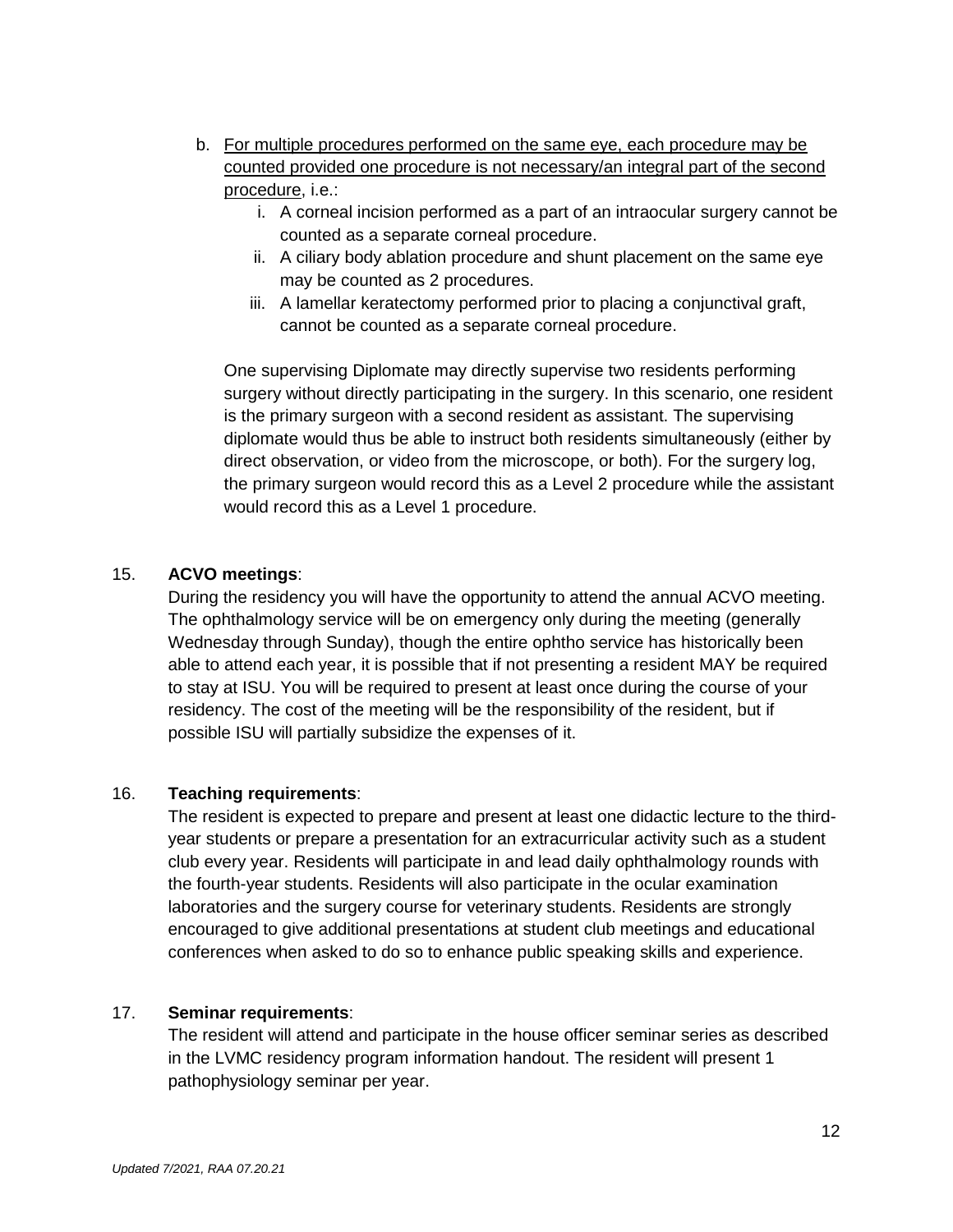b. <u>For multiple procedures performed on the same eye, each procedure may be counted provided one procedure is not necessary/an integral part of the second procedure</u>, i.e.:
   i. A corneal incision performed as a part of an intraocular surgery cannot be counted as a separate corneal procedure.
   ii. A ciliary body ablation procedure and shunt placement on the same eye may be counted as 2 procedures.
   iii. A lamellar keratectomy performed prior to placing a conjunctival graft, cannot be counted as a separate corneal procedure.

   One supervising Diplomate may directly supervise two residents performing surgery without directly participating in the surgery. In this scenario, one resident is the primary surgeon with a second resident as assistant. The supervising diplomate would thus be able to instruct both residents simultaneously (either by direct observation, or video from the microscope, or both). For the surgery log, the primary surgeon would record this as a Level 2 procedure while the assistant would record this as a Level 1 procedure.

15. **ACVO meetings**:
    During the residency you will have the opportunity to attend the annual ACVO meeting. The ophthalmology service will be on emergency only during the meeting (generally Wednesday through Sunday), though the entire ophtho service has historically been able to attend each year, it is possible that if not presenting a resident MAY be required to stay at ISU. You will be required to present at least once during the course of your residency. The cost of the meeting will be the responsibility of the resident, but if possible ISU will partially subsidize the expenses of it.

16. **Teaching requirements**:
    The resident is expected to prepare and present at least one didactic lecture to the third-year students or prepare a presentation for an extracurricular activity such as a student club every year. Residents will participate in and lead daily ophthalmology rounds with the fourth-year students. Residents will also participate in the ocular examination laboratories and the surgery course for veterinary students. Residents are strongly encouraged to give additional presentations at student club meetings and educational conferences when asked to do so to enhance public speaking skills and experience.

17. **Seminar requirements**:
    The resident will attend and participate in the house officer seminar series as described in the LVMC residency program information handout. The resident will present 1 pathophysiology seminar per year.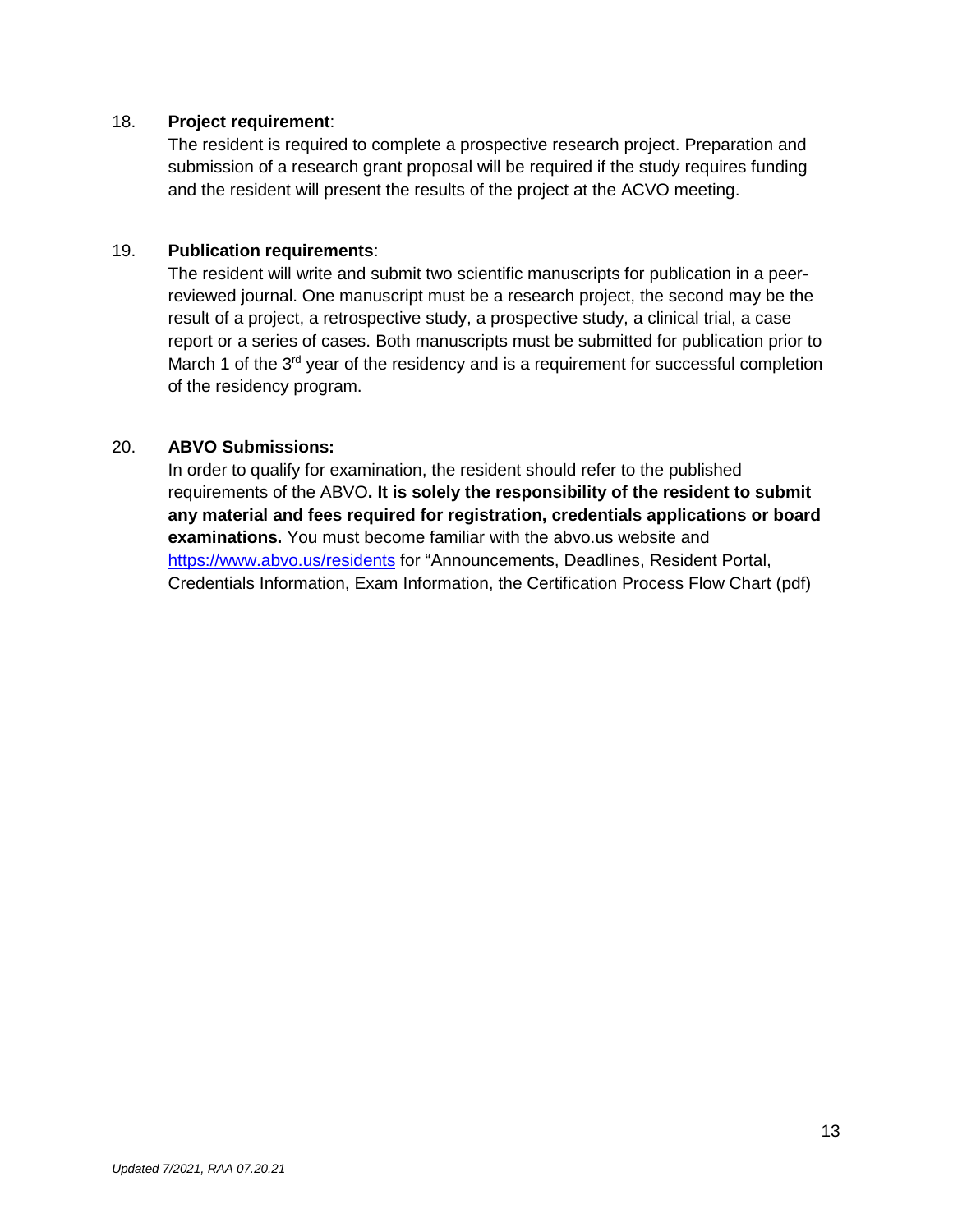18. **Project requirement**:

    The resident is required to complete a prospective research project. Preparation and submission of a research grant proposal will be required if the study requires funding and the resident will present the results of the project at the ACVO meeting.

19. **Publication requirements**:

    The resident will write and submit two scientific manuscripts for publication in a peer-reviewed journal. One manuscript must be a research project, the second may be the result of a project, a retrospective study, a prospective study, a clinical trial, a case report or a series of cases. Both manuscripts must be submitted for publication prior to March 1 of the 3rd year of the residency and is a requirement for successful completion of the residency program.

20. **ABVO Submissions:**

    In order to qualify for examination, the resident should refer to the published requirements of the ABVO**. It is solely the responsibility of the resident to submit any material and fees required for registration, credentials applications or board examinations.** You must become familiar with the abvo.us website and https://www.abvo.us/residents for "Announcements, Deadlines, Resident Portal, Credentials Information, Exam Information, the Certification Process Flow Chart (pdf)

*Updated 7/2021, RAA 07.20.21*